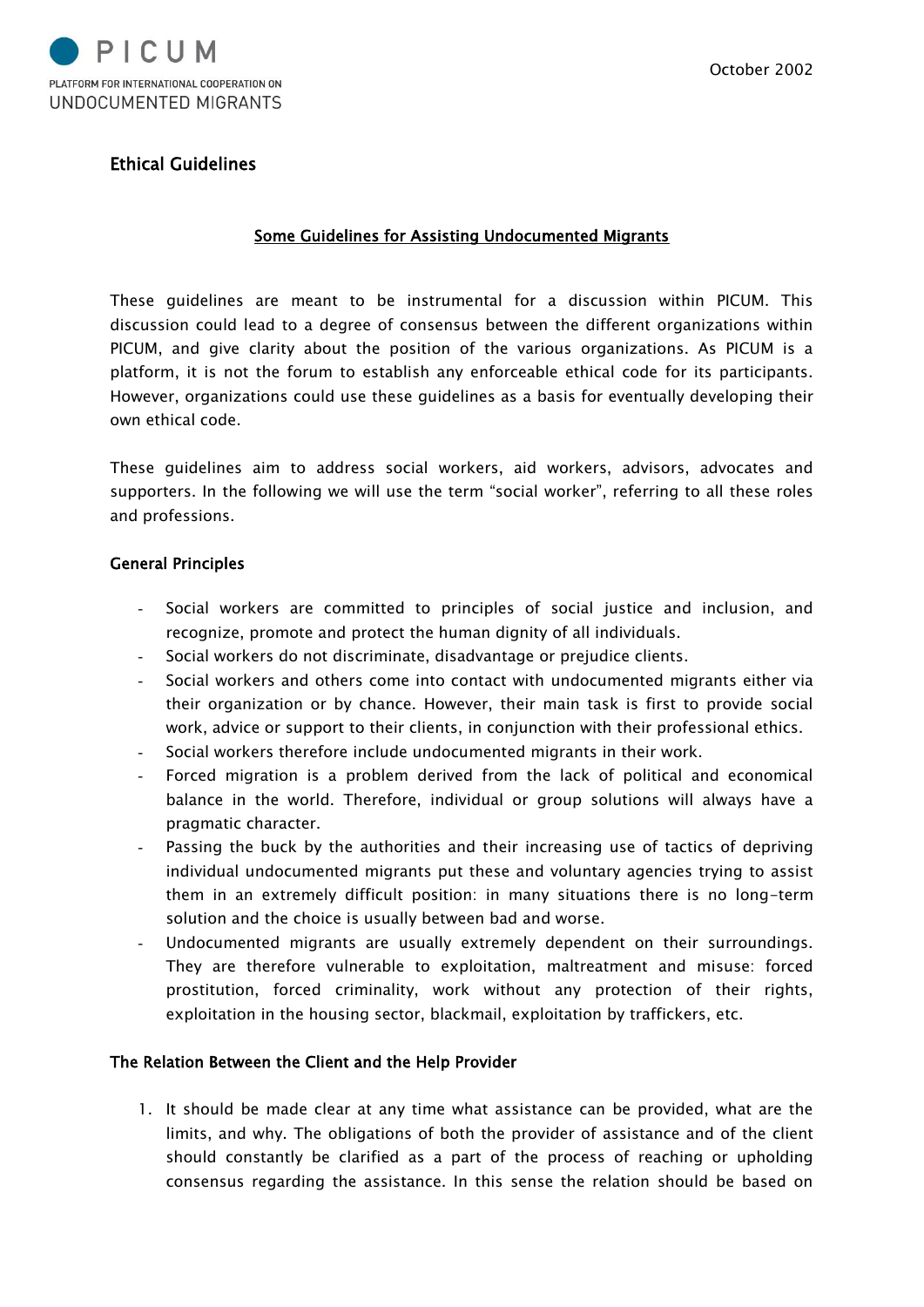PICUM

PLATFORM FOR INTERNATIONAL COOPERATION ON UNDOCUMENTED MIGRANTS

October 2002

# Ethical Guidelines

## Some Guidelines for Assisting Undocumented Migrants

These guidelines are meant to be instrumental for a discussion within PICUM. This discussion could lead to a degree of consensus between the different organizations within PICUM, and give clarity about the position of the various organizations. As PICUM is a platform, it is not the forum to establish any enforceable ethical code for its participants. However, organizations could use these guidelines as a basis for eventually developing their own ethical code.

These guidelines aim to address social workers, aid workers, advisors, advocates and supporters. In the following we will use the term "social worker", referring to all these roles and professions.

### General Principles

- Social workers are committed to principles of social justice and inclusion, and recognize, promote and protect the human dignity of all individuals.
- Social workers do not discriminate, disadvantage or prejudice clients.
- Social workers and others come into contact with undocumented migrants either via their organization or by chance. However, their main task is first to provide social work, advice or support to their clients, in conjunction with their professional ethics.
- Social workers therefore include undocumented migrants in their work.
- Forced migration is a problem derived from the lack of political and economical balance in the world. Therefore, individual or group solutions will always have a pragmatic character.
- Passing the buck by the authorities and their increasing use of tactics of depriving individual undocumented migrants put these and voluntary agencies trying to assist them in an extremely difficult position: in many situations there is no long-term solution and the choice is usually between bad and worse.
- Undocumented migrants are usually extremely dependent on their surroundings. They are therefore vulnerable to exploitation, maltreatment and misuse: forced prostitution, forced criminality, work without any protection of their rights, exploitation in the housing sector, blackmail, exploitation by traffickers, etc.

### The Relation Between the Client and the Help Provider

1. It should be made clear at any time what assistance can be provided, what are the limits, and why. The obligations of both the provider of assistance and of the client should constantly be clarified as a part of the process of reaching or upholding consensus regarding the assistance. In this sense the relation should be based on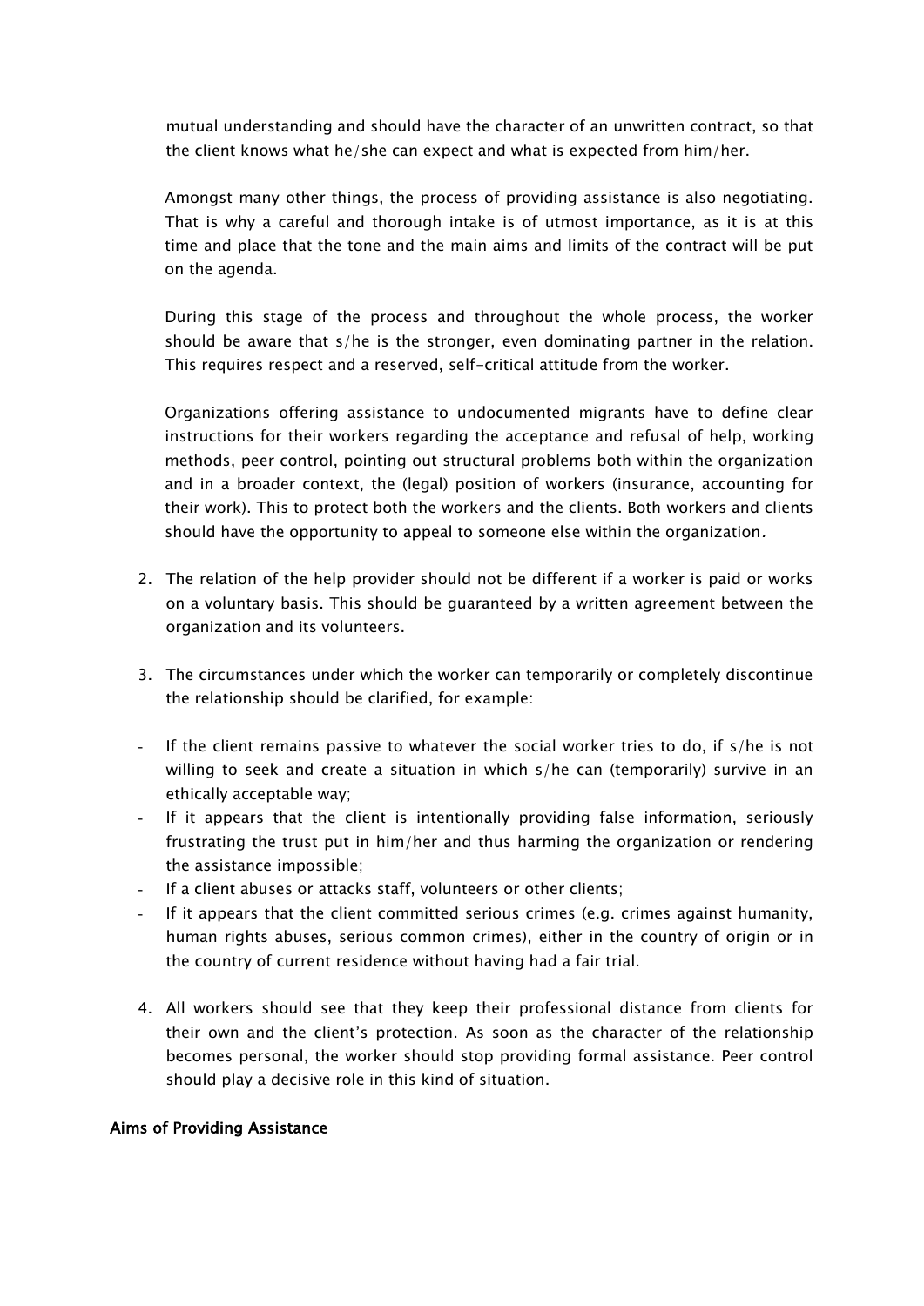mutual understanding and should have the character of an unwritten contract, so that the client knows what he/she can expect and what is expected from him/her.

Amongst many other things, the process of providing assistance is also negotiating. That is why a careful and thorough intake is of utmost importance, as it is at this time and place that the tone and the main aims and limits of the contract will be put on the agenda.

During this stage of the process and throughout the whole process, the worker should be aware that s/he is the stronger, even dominating partner in the relation. This requires respect and a reserved, self-critical attitude from the worker.

Organizations offering assistance to undocumented migrants have to define clear instructions for their workers regarding the acceptance and refusal of help, working methods, peer control, pointing out structural problems both within the organization and in a broader context, the (legal) position of workers (insurance, accounting for their work). This to protect both the workers and the clients. Both workers and clients should have the opportunity to appeal to someone else within the organization.

2. The relation of the help provider should not be different if a worker is paid or works on a voluntary basis. This should be guaranteed by a written agreement between the organization and its volunteers.

3. The circumstances under which the worker can temporarily or completely discontinue the relationship should be clarified, for example:

- If the client remains passive to whatever the social worker tries to do, if s/he is not willing to seek and create a situation in which s/he can (temporarily) survive in an ethically acceptable way;
- If it appears that the client is intentionally providing false information, seriously frustrating the trust put in him/her and thus harming the organization or rendering the assistance impossible;
- If a client abuses or attacks staff, volunteers or other clients;
- If it appears that the client committed serious crimes (e.g. crimes against humanity, human rights abuses, serious common crimes), either in the country of origin or in the country of current residence without having had a fair trial.

4. All workers should see that they keep their professional distance from clients for their own and the client's protection. As soon as the character of the relationship becomes personal, the worker should stop providing formal assistance. Peer control should play a decisive role in this kind of situation.

### Aims of Providing Assistance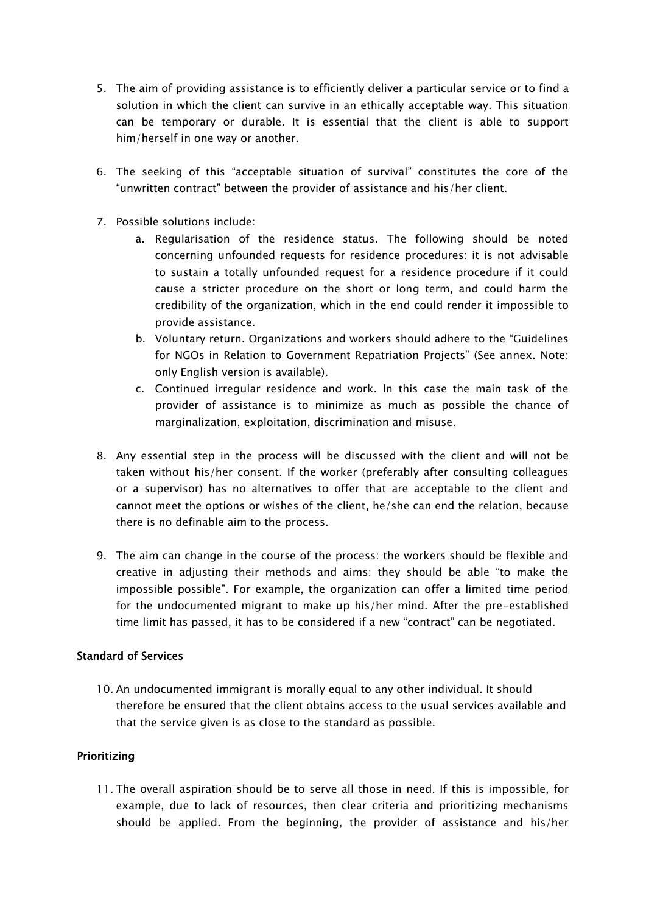5. The aim of providing assistance is to efficiently deliver a particular service or to find a solution in which the client can survive in an ethically acceptable way. This situation can be temporary or durable. It is essential that the client is able to support him/herself in one way or another.

6. The seeking of this "acceptable situation of survival" constitutes the core of the "unwritten contract" between the provider of assistance and his/her client.

7. Possible solutions include:
   a. Regularisation of the residence status. The following should be noted concerning unfounded requests for residence procedures: it is not advisable to sustain a totally unfounded request for a residence procedure if it could cause a stricter procedure on the short or long term, and could harm the credibility of the organization, which in the end could render it impossible to provide assistance.
   b. Voluntary return. Organizations and workers should adhere to the "Guidelines for NGOs in Relation to Government Repatriation Projects" (See annex. Note: only English version is available).
   c. Continued irregular residence and work. In this case the main task of the provider of assistance is to minimize as much as possible the chance of marginalization, exploitation, discrimination and misuse.

8. Any essential step in the process will be discussed with the client and will not be taken without his/her consent. If the worker (preferably after consulting colleagues or a supervisor) has no alternatives to offer that are acceptable to the client and cannot meet the options or wishes of the client, he/she can end the relation, because there is no definable aim to the process.

9. The aim can change in the course of the process: the workers should be flexible and creative in adjusting their methods and aims: they should be able "to make the impossible possible". For example, the organization can offer a limited time period for the undocumented migrant to make up his/her mind. After the pre-established time limit has passed, it has to be considered if a new "contract" can be negotiated.

### Standard of Services

10. An undocumented immigrant is morally equal to any other individual. It should therefore be ensured that the client obtains access to the usual services available and that the service given is as close to the standard as possible.

### Prioritizing

11. The overall aspiration should be to serve all those in need. If this is impossible, for example, due to lack of resources, then clear criteria and prioritizing mechanisms should be applied. From the beginning, the provider of assistance and his/her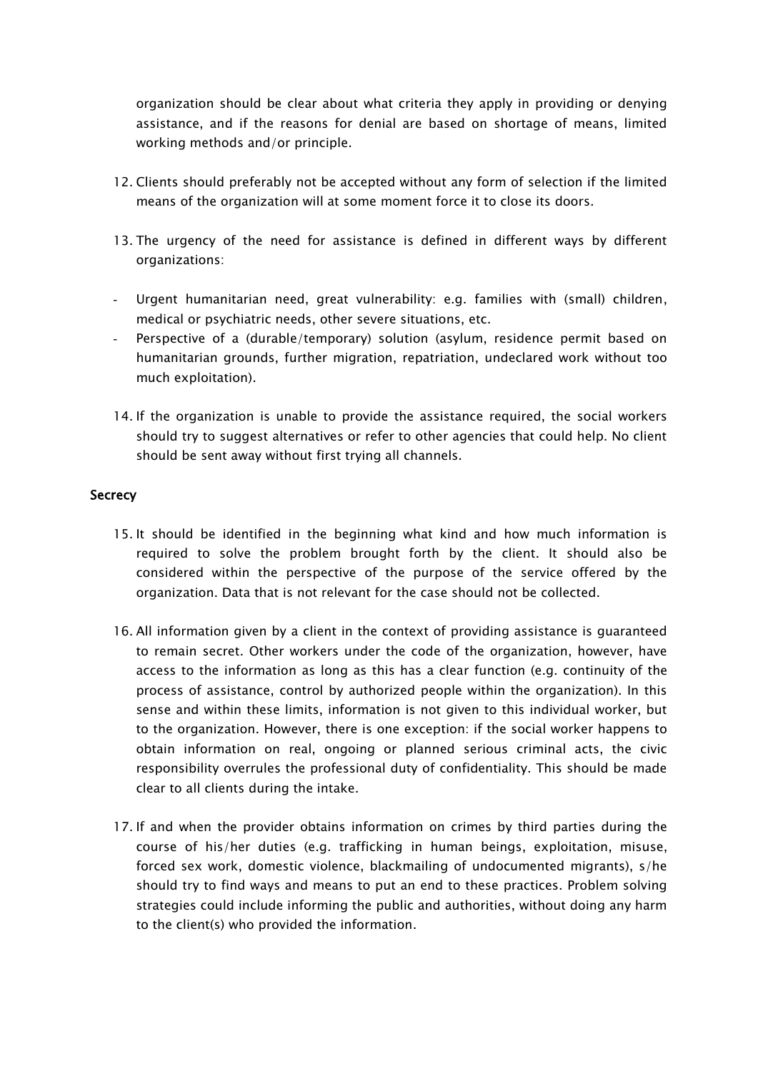organization should be clear about what criteria they apply in providing or denying assistance, and if the reasons for denial are based on shortage of means, limited working methods and/or principle.

12. Clients should preferably not be accepted without any form of selection if the limited means of the organization will at some moment force it to close its doors.

13. The urgency of the need for assistance is defined in different ways by different organizations:

- Urgent humanitarian need, great vulnerability: e.g. families with (small) children, medical or psychiatric needs, other severe situations, etc.
- Perspective of a (durable/temporary) solution (asylum, residence permit based on humanitarian grounds, further migration, repatriation, undeclared work without too much exploitation).

14. If the organization is unable to provide the assistance required, the social workers should try to suggest alternatives or refer to other agencies that could help. No client should be sent away without first trying all channels.

**Secrecy**

15. It should be identified in the beginning what kind and how much information is required to solve the problem brought forth by the client. It should also be considered within the perspective of the purpose of the service offered by the organization. Data that is not relevant for the case should not be collected.

16. All information given by a client in the context of providing assistance is guaranteed to remain secret. Other workers under the code of the organization, however, have access to the information as long as this has a clear function (e.g. continuity of the process of assistance, control by authorized people within the organization). In this sense and within these limits, information is not given to this individual worker, but to the organization. However, there is one exception: if the social worker happens to obtain information on real, ongoing or planned serious criminal acts, the civic responsibility overrules the professional duty of confidentiality. This should be made clear to all clients during the intake.

17. If and when the provider obtains information on crimes by third parties during the course of his/her duties (e.g. trafficking in human beings, exploitation, misuse, forced sex work, domestic violence, blackmailing of undocumented migrants), s/he should try to find ways and means to put an end to these practices. Problem solving strategies could include informing the public and authorities, without doing any harm to the client(s) who provided the information.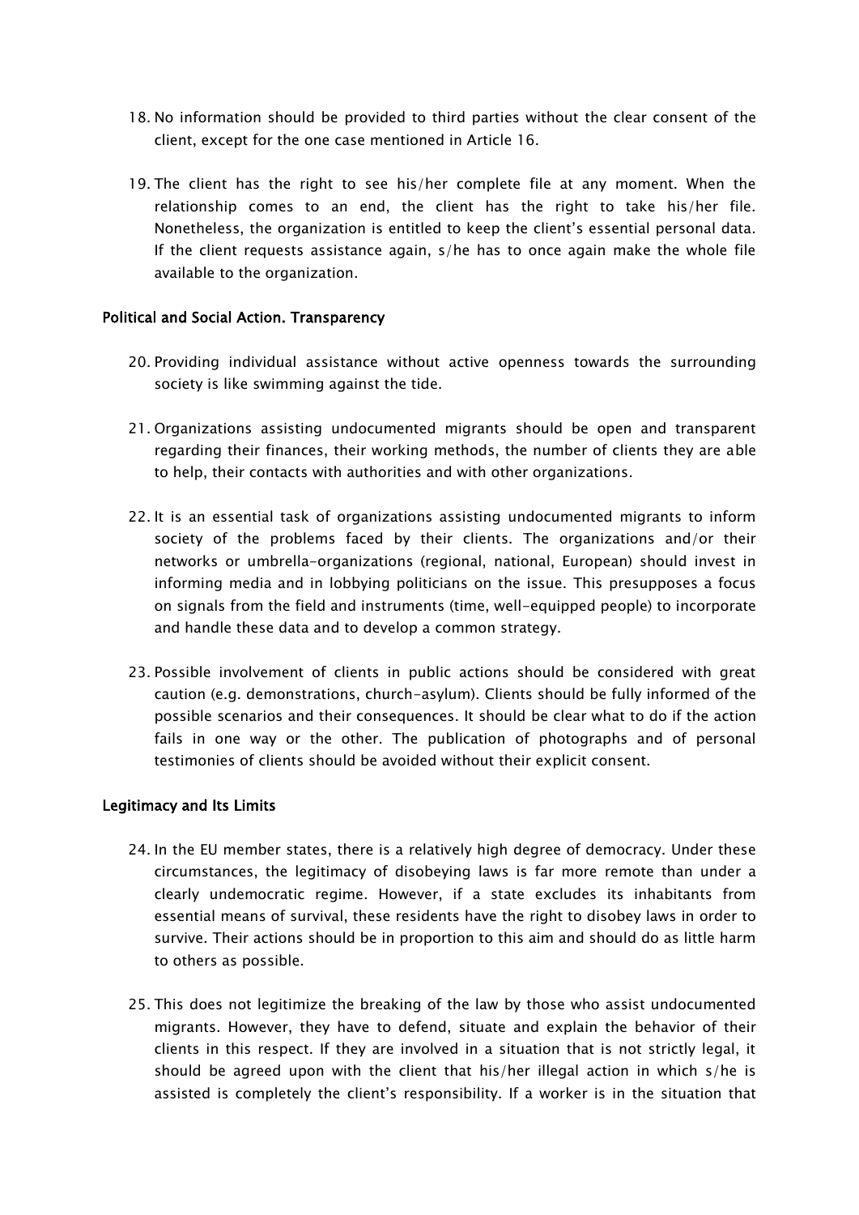18. No information should be provided to third parties without the clear consent of the client, except for the one case mentioned in Article 16.

19. The client has the right to see his/her complete file at any moment. When the relationship comes to an end, the client has the right to take his/her file. Nonetheless, the organization is entitled to keep the client's essential personal data. If the client requests assistance again, s/he has to once again make the whole file available to the organization.

### Political and Social Action. Transparency

20. Providing individual assistance without active openness towards the surrounding society is like swimming against the tide.

21. Organizations assisting undocumented migrants should be open and transparent regarding their finances, their working methods, the number of clients they are able to help, their contacts with authorities and with other organizations.

22. It is an essential task of organizations assisting undocumented migrants to inform society of the problems faced by their clients. The organizations and/or their networks or umbrella-organizations (regional, national, European) should invest in informing media and in lobbying politicians on the issue. This presupposes a focus on signals from the field and instruments (time, well-equipped people) to incorporate and handle these data and to develop a common strategy.

23. Possible involvement of clients in public actions should be considered with great caution (e.g. demonstrations, church-asylum). Clients should be fully informed of the possible scenarios and their consequences. It should be clear what to do if the action fails in one way or the other. The publication of photographs and of personal testimonies of clients should be avoided without their explicit consent.

### Legitimacy and Its Limits

24. In the EU member states, there is a relatively high degree of democracy. Under these circumstances, the legitimacy of disobeying laws is far more remote than under a clearly undemocratic regime. However, if a state excludes its inhabitants from essential means of survival, these residents have the right to disobey laws in order to survive. Their actions should be in proportion to this aim and should do as little harm to others as possible.

25. This does not legitimize the breaking of the law by those who assist undocumented migrants. However, they have to defend, situate and explain the behavior of their clients in this respect. If they are involved in a situation that is not strictly legal, it should be agreed upon with the client that his/her illegal action in which s/he is assisted is completely the client's responsibility. If a worker is in the situation that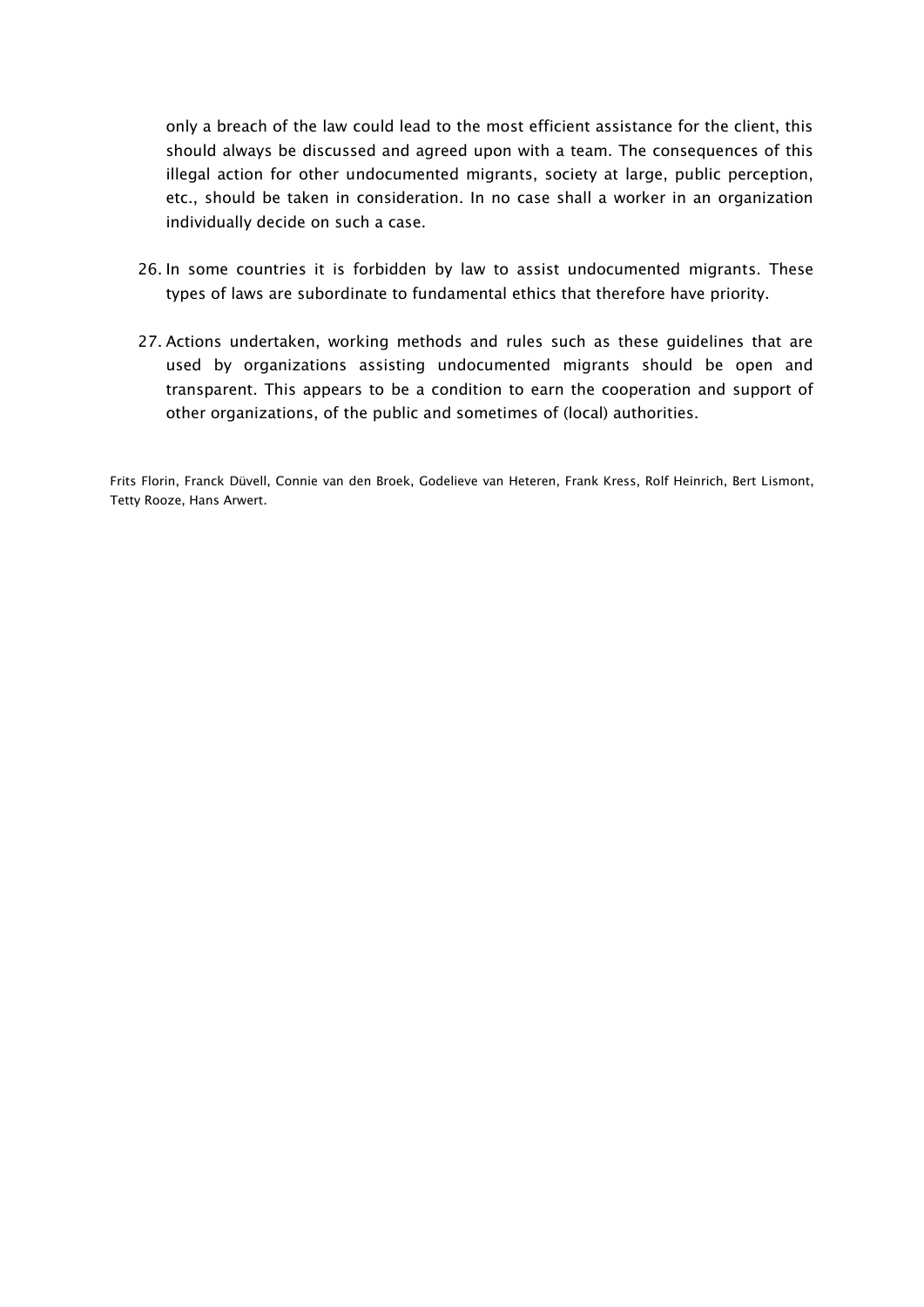only a breach of the law could lead to the most efficient assistance for the client, this should always be discussed and agreed upon with a team. The consequences of this illegal action for other undocumented migrants, society at large, public perception, etc., should be taken in consideration. In no case shall a worker in an organization individually decide on such a case.

26. In some countries it is forbidden by law to assist undocumented migrants. These types of laws are subordinate to fundamental ethics that therefore have priority.

27. Actions undertaken, working methods and rules such as these guidelines that are used by organizations assisting undocumented migrants should be open and transparent. This appears to be a condition to earn the cooperation and support of other organizations, of the public and sometimes of (local) authorities.

Frits Florin, Franck Düvell, Connie van den Broek, Godelieve van Heteren, Frank Kress, Rolf Heinrich, Bert Lismont, Tetty Rooze, Hans Arwert.